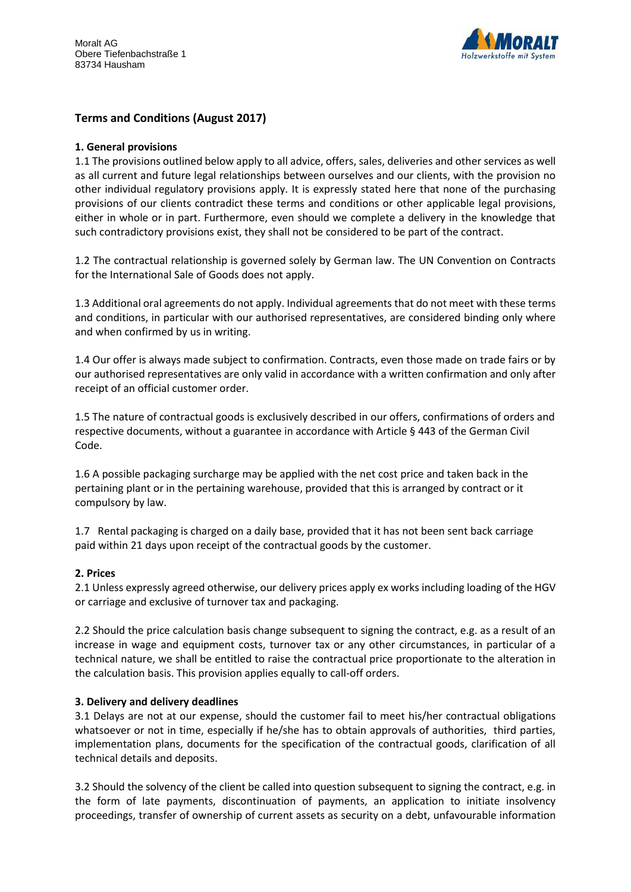Moralt AG
Obere Tiefenbachstraße 1
83734 Hausham

## Terms and Conditions (August 2017)

### 1. General provisions

1.1 The provisions outlined below apply to all advice, offers, sales, deliveries and other services as well as all current and future legal relationships between ourselves and our clients, with the provision no other individual regulatory provisions apply. It is expressly stated here that none of the purchasing provisions of our clients contradict these terms and conditions or other applicable legal provisions, either in whole or in part. Furthermore, even should we complete a delivery in the knowledge that such contradictory provisions exist, they shall not be considered to be part of the contract.

1.2 The contractual relationship is governed solely by German law. The UN Convention on Contracts for the International Sale of Goods does not apply.

1.3 Additional oral agreements do not apply. Individual agreements that do not meet with these terms and conditions, in particular with our authorised representatives, are considered binding only where and when confirmed by us in writing.

1.4 Our offer is always made subject to confirmation. Contracts, even those made on trade fairs or by our authorised representatives are only valid in accordance with a written confirmation and only after receipt of an official customer order.

1.5 The nature of contractual goods is exclusively described in our offers, confirmations of orders and respective documents, without a guarantee in accordance with Article § 443 of the German Civil Code.

1.6 A possible packaging surcharge may be applied with the net cost price and taken back in the pertaining plant or in the pertaining warehouse, provided that this is arranged by contract or it compulsory by law.

1.7 Rental packaging is charged on a daily base, provided that it has not been sent back carriage paid within 21 days upon receipt of the contractual goods by the customer.

### 2. Prices

2.1 Unless expressly agreed otherwise, our delivery prices apply ex works including loading of the HGV or carriage and exclusive of turnover tax and packaging.

2.2 Should the price calculation basis change subsequent to signing the contract, e.g. as a result of an increase in wage and equipment costs, turnover tax or any other circumstances, in particular of a technical nature, we shall be entitled to raise the contractual price proportionate to the alteration in the calculation basis. This provision applies equally to call-off orders.

### 3. Delivery and delivery deadlines

3.1 Delays are not at our expense, should the customer fail to meet his/her contractual obligations whatsoever or not in time, especially if he/she has to obtain approvals of authorities, third parties, implementation plans, documents for the specification of the contractual goods, clarification of all technical details and deposits.

3.2 Should the solvency of the client be called into question subsequent to signing the contract, e.g. in the form of late payments, discontinuation of payments, an application to initiate insolvency proceedings, transfer of ownership of current assets as security on a debt, unfavourable information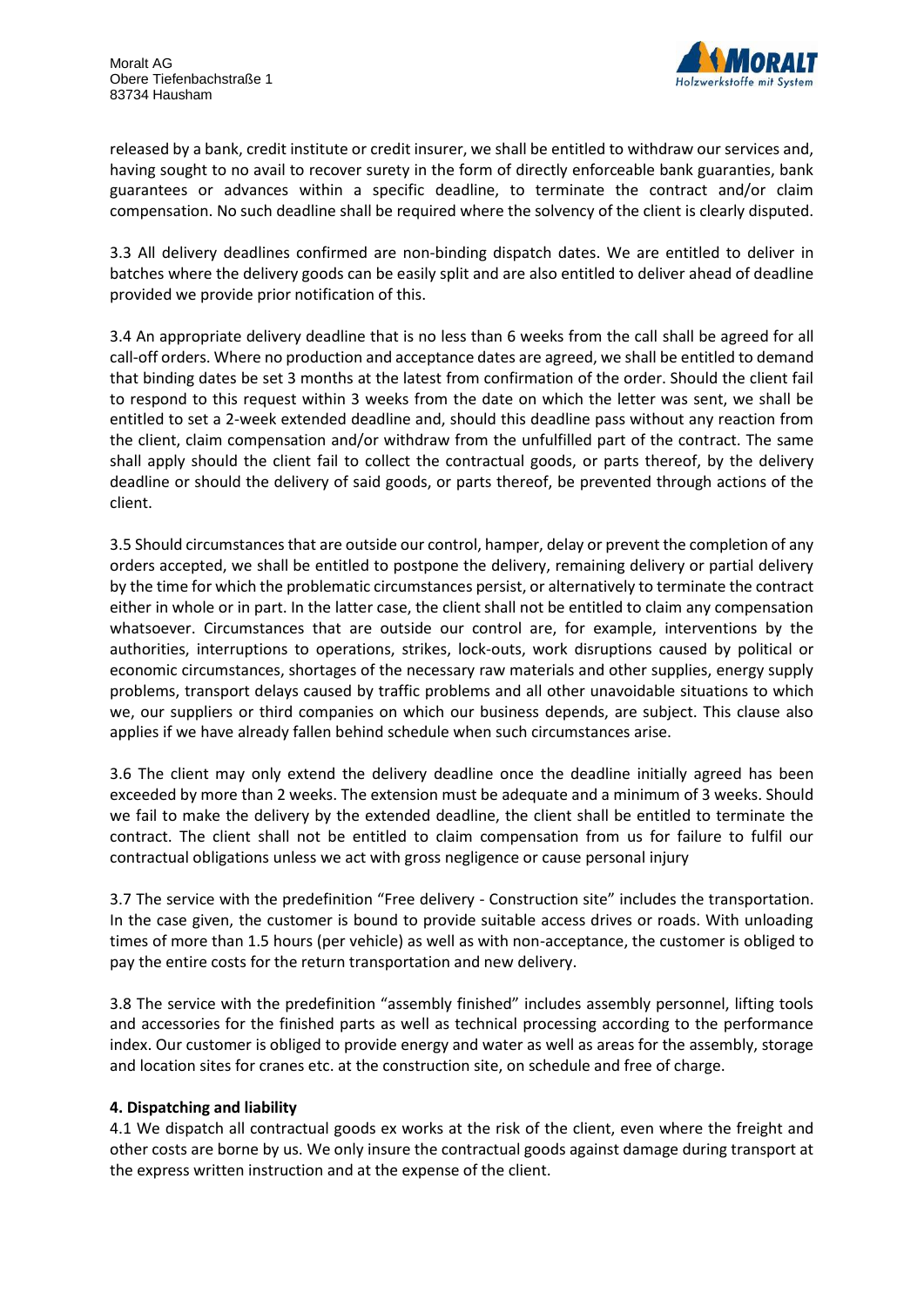released by a bank, credit institute or credit insurer, we shall be entitled to withdraw our services and, having sought to no avail to recover surety in the form of directly enforceable bank guaranties, bank guarantees or advances within a specific deadline, to terminate the contract and/or claim compensation. No such deadline shall be required where the solvency of the client is clearly disputed.

3.3 All delivery deadlines confirmed are non-binding dispatch dates. We are entitled to deliver in batches where the delivery goods can be easily split and are also entitled to deliver ahead of deadline provided we provide prior notification of this.

3.4 An appropriate delivery deadline that is no less than 6 weeks from the call shall be agreed for all call-off orders. Where no production and acceptance dates are agreed, we shall be entitled to demand that binding dates be set 3 months at the latest from confirmation of the order. Should the client fail to respond to this request within 3 weeks from the date on which the letter was sent, we shall be entitled to set a 2-week extended deadline and, should this deadline pass without any reaction from the client, claim compensation and/or withdraw from the unfulfilled part of the contract. The same shall apply should the client fail to collect the contractual goods, or parts thereof, by the delivery deadline or should the delivery of said goods, or parts thereof, be prevented through actions of the client.

3.5 Should circumstances that are outside our control, hamper, delay or prevent the completion of any orders accepted, we shall be entitled to postpone the delivery, remaining delivery or partial delivery by the time for which the problematic circumstances persist, or alternatively to terminate the contract either in whole or in part. In the latter case, the client shall not be entitled to claim any compensation whatsoever. Circumstances that are outside our control are, for example, interventions by the authorities, interruptions to operations, strikes, lock-outs, work disruptions caused by political or economic circumstances, shortages of the necessary raw materials and other supplies, energy supply problems, transport delays caused by traffic problems and all other unavoidable situations to which we, our suppliers or third companies on which our business depends, are subject. This clause also applies if we have already fallen behind schedule when such circumstances arise.

3.6 The client may only extend the delivery deadline once the deadline initially agreed has been exceeded by more than 2 weeks. The extension must be adequate and a minimum of 3 weeks. Should we fail to make the delivery by the extended deadline, the client shall be entitled to terminate the contract. The client shall not be entitled to claim compensation from us for failure to fulfil our contractual obligations unless we act with gross negligence or cause personal injury

3.7 The service with the predefinition "Free delivery - Construction site" includes the transportation. In the case given, the customer is bound to provide suitable access drives or roads. With unloading times of more than 1.5 hours (per vehicle) as well as with non-acceptance, the customer is obliged to pay the entire costs for the return transportation and new delivery.

3.8 The service with the predefinition "assembly finished" includes assembly personnel, lifting tools and accessories for the finished parts as well as technical processing according to the performance index. Our customer is obliged to provide energy and water as well as areas for the assembly, storage and location sites for cranes etc. at the construction site, on schedule and free of charge.

**4. Dispatching and liability**

4.1 We dispatch all contractual goods ex works at the risk of the client, even where the freight and other costs are borne by us. We only insure the contractual goods against damage during transport at the express written instruction and at the expense of the client.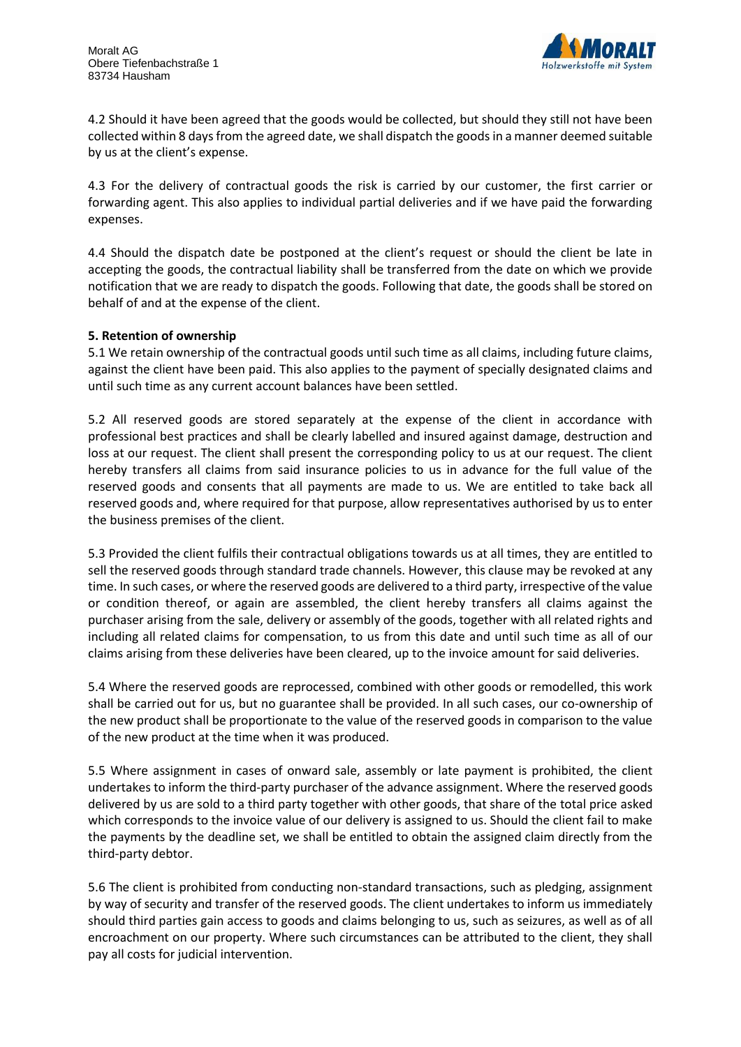4.2 Should it have been agreed that the goods would be collected, but should they still not have been collected within 8 days from the agreed date, we shall dispatch the goods in a manner deemed suitable by us at the client's expense.

4.3 For the delivery of contractual goods the risk is carried by our customer, the first carrier or forwarding agent. This also applies to individual partial deliveries and if we have paid the forwarding expenses.

4.4 Should the dispatch date be postponed at the client's request or should the client be late in accepting the goods, the contractual liability shall be transferred from the date on which we provide notification that we are ready to dispatch the goods. Following that date, the goods shall be stored on behalf of and at the expense of the client.

**5. Retention of ownership**

5.1 We retain ownership of the contractual goods until such time as all claims, including future claims, against the client have been paid. This also applies to the payment of specially designated claims and until such time as any current account balances have been settled.

5.2 All reserved goods are stored separately at the expense of the client in accordance with professional best practices and shall be clearly labelled and insured against damage, destruction and loss at our request. The client shall present the corresponding policy to us at our request. The client hereby transfers all claims from said insurance policies to us in advance for the full value of the reserved goods and consents that all payments are made to us. We are entitled to take back all reserved goods and, where required for that purpose, allow representatives authorised by us to enter the business premises of the client.

5.3 Provided the client fulfils their contractual obligations towards us at all times, they are entitled to sell the reserved goods through standard trade channels. However, this clause may be revoked at any time. In such cases, or where the reserved goods are delivered to a third party, irrespective of the value or condition thereof, or again are assembled, the client hereby transfers all claims against the purchaser arising from the sale, delivery or assembly of the goods, together with all related rights and including all related claims for compensation, to us from this date and until such time as all of our claims arising from these deliveries have been cleared, up to the invoice amount for said deliveries.

5.4 Where the reserved goods are reprocessed, combined with other goods or remodelled, this work shall be carried out for us, but no guarantee shall be provided. In all such cases, our co-ownership of the new product shall be proportionate to the value of the reserved goods in comparison to the value of the new product at the time when it was produced.

5.5 Where assignment in cases of onward sale, assembly or late payment is prohibited, the client undertakes to inform the third-party purchaser of the advance assignment. Where the reserved goods delivered by us are sold to a third party together with other goods, that share of the total price asked which corresponds to the invoice value of our delivery is assigned to us. Should the client fail to make the payments by the deadline set, we shall be entitled to obtain the assigned claim directly from the third-party debtor.

5.6 The client is prohibited from conducting non-standard transactions, such as pledging, assignment by way of security and transfer of the reserved goods. The client undertakes to inform us immediately should third parties gain access to goods and claims belonging to us, such as seizures, as well as of all encroachment on our property. Where such circumstances can be attributed to the client, they shall pay all costs for judicial intervention.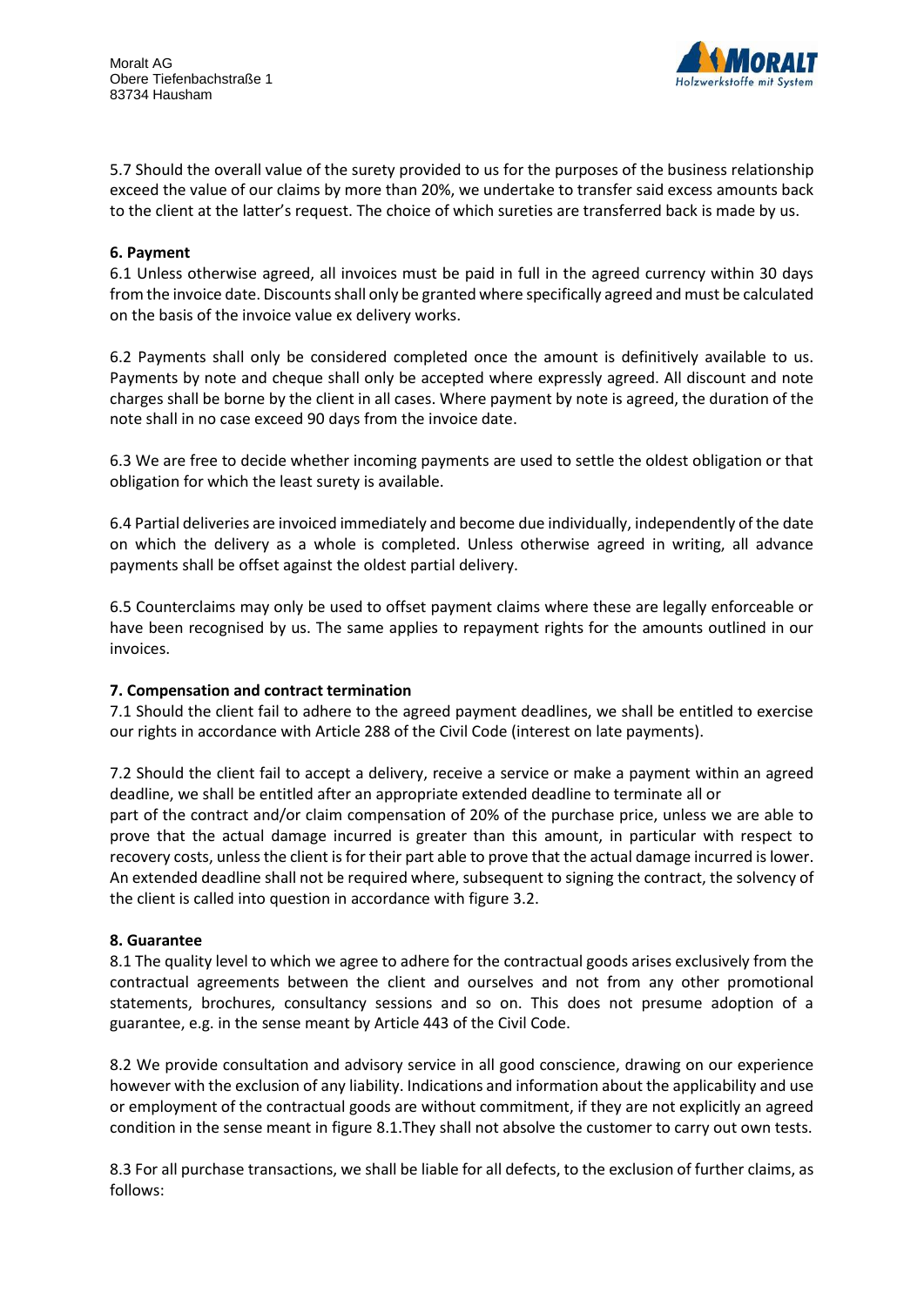5.7 Should the overall value of the surety provided to us for the purposes of the business relationship exceed the value of our claims by more than 20%, we undertake to transfer said excess amounts back to the client at the latter's request. The choice of which sureties are transferred back is made by us.

**6. Payment**

6.1 Unless otherwise agreed, all invoices must be paid in full in the agreed currency within 30 days from the invoice date. Discounts shall only be granted where specifically agreed and must be calculated on the basis of the invoice value ex delivery works.

6.2 Payments shall only be considered completed once the amount is definitively available to us. Payments by note and cheque shall only be accepted where expressly agreed. All discount and note charges shall be borne by the client in all cases. Where payment by note is agreed, the duration of the note shall in no case exceed 90 days from the invoice date.

6.3 We are free to decide whether incoming payments are used to settle the oldest obligation or that obligation for which the least surety is available.

6.4 Partial deliveries are invoiced immediately and become due individually, independently of the date on which the delivery as a whole is completed. Unless otherwise agreed in writing, all advance payments shall be offset against the oldest partial delivery.

6.5 Counterclaims may only be used to offset payment claims where these are legally enforceable or have been recognised by us. The same applies to repayment rights for the amounts outlined in our invoices.

**7. Compensation and contract termination**

7.1 Should the client fail to adhere to the agreed payment deadlines, we shall be entitled to exercise our rights in accordance with Article 288 of the Civil Code (interest on late payments).

7.2 Should the client fail to accept a delivery, receive a service or make a payment within an agreed deadline, we shall be entitled after an appropriate extended deadline to terminate all or part of the contract and/or claim compensation of 20% of the purchase price, unless we are able to prove that the actual damage incurred is greater than this amount, in particular with respect to recovery costs, unless the client is for their part able to prove that the actual damage incurred is lower. An extended deadline shall not be required where, subsequent to signing the contract, the solvency of the client is called into question in accordance with figure 3.2.

**8. Guarantee**

8.1 The quality level to which we agree to adhere for the contractual goods arises exclusively from the contractual agreements between the client and ourselves and not from any other promotional statements, brochures, consultancy sessions and so on. This does not presume adoption of a guarantee, e.g. in the sense meant by Article 443 of the Civil Code.

8.2 We provide consultation and advisory service in all good conscience, drawing on our experience however with the exclusion of any liability. Indications and information about the applicability and use or employment of the contractual goods are without commitment, if they are not explicitly an agreed condition in the sense meant in figure 8.1.They shall not absolve the customer to carry out own tests.

8.3 For all purchase transactions, we shall be liable for all defects, to the exclusion of further claims, as follows: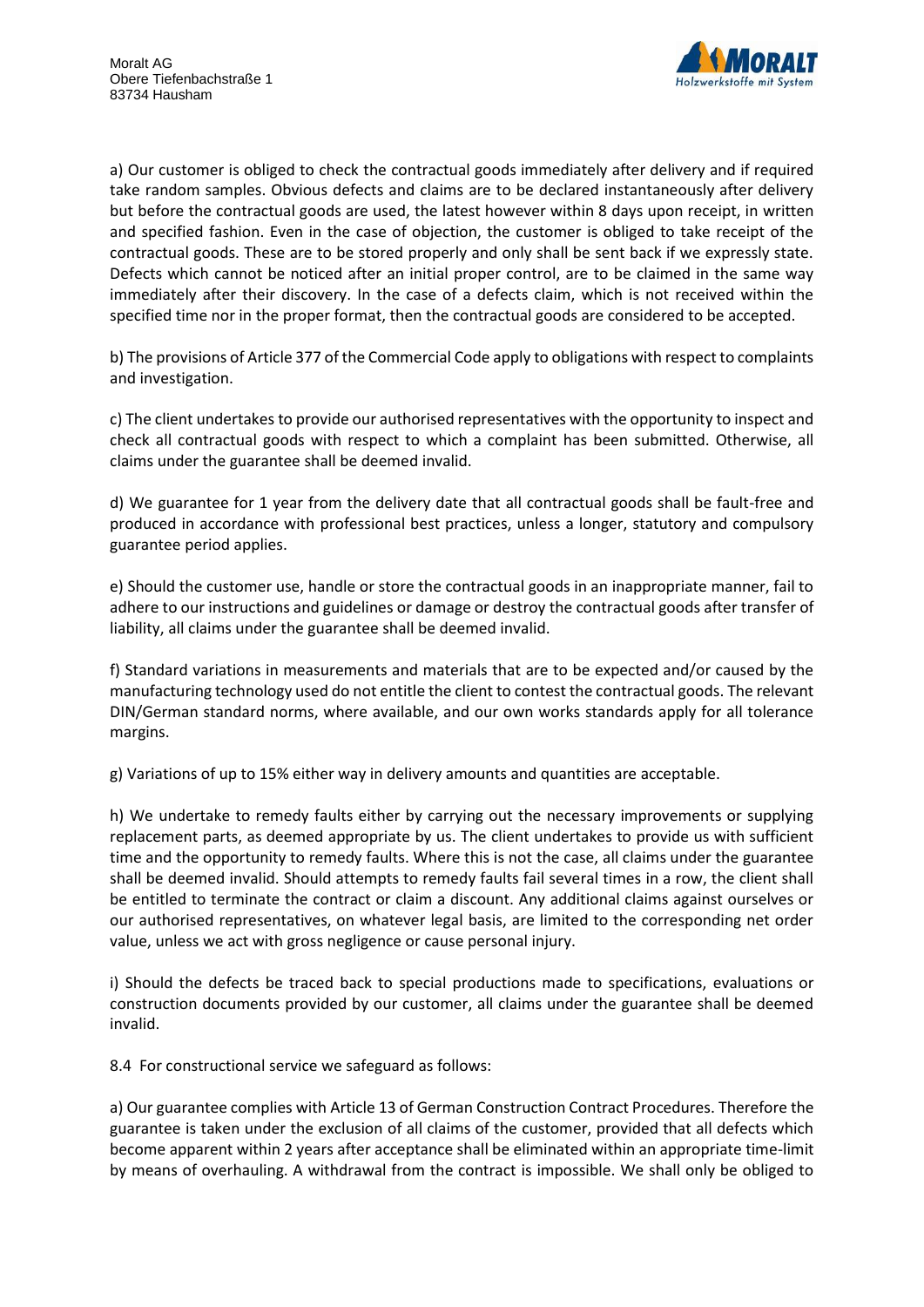a) Our customer is obliged to check the contractual goods immediately after delivery and if required take random samples. Obvious defects and claims are to be declared instantaneously after delivery but before the contractual goods are used, the latest however within 8 days upon receipt, in written and specified fashion. Even in the case of objection, the customer is obliged to take receipt of the contractual goods. These are to be stored properly and only shall be sent back if we expressly state. Defects which cannot be noticed after an initial proper control, are to be claimed in the same way immediately after their discovery. In the case of a defects claim, which is not received within the specified time nor in the proper format, then the contractual goods are considered to be accepted.

b) The provisions of Article 377 of the Commercial Code apply to obligations with respect to complaints and investigation.

c) The client undertakes to provide our authorised representatives with the opportunity to inspect and check all contractual goods with respect to which a complaint has been submitted. Otherwise, all claims under the guarantee shall be deemed invalid.

d) We guarantee for 1 year from the delivery date that all contractual goods shall be fault-free and produced in accordance with professional best practices, unless a longer, statutory and compulsory guarantee period applies.

e) Should the customer use, handle or store the contractual goods in an inappropriate manner, fail to adhere to our instructions and guidelines or damage or destroy the contractual goods after transfer of liability, all claims under the guarantee shall be deemed invalid.

f) Standard variations in measurements and materials that are to be expected and/or caused by the manufacturing technology used do not entitle the client to contest the contractual goods. The relevant DIN/German standard norms, where available, and our own works standards apply for all tolerance margins.

g) Variations of up to 15% either way in delivery amounts and quantities are acceptable.

h) We undertake to remedy faults either by carrying out the necessary improvements or supplying replacement parts, as deemed appropriate by us. The client undertakes to provide us with sufficient time and the opportunity to remedy faults. Where this is not the case, all claims under the guarantee shall be deemed invalid. Should attempts to remedy faults fail several times in a row, the client shall be entitled to terminate the contract or claim a discount. Any additional claims against ourselves or our authorised representatives, on whatever legal basis, are limited to the corresponding net order value, unless we act with gross negligence or cause personal injury.

i) Should the defects be traced back to special productions made to specifications, evaluations or construction documents provided by our customer, all claims under the guarantee shall be deemed invalid.

8.4 For constructional service we safeguard as follows:

a) Our guarantee complies with Article 13 of German Construction Contract Procedures. Therefore the guarantee is taken under the exclusion of all claims of the customer, provided that all defects which become apparent within 2 years after acceptance shall be eliminated within an appropriate time-limit by means of overhauling. A withdrawal from the contract is impossible. We shall only be obliged to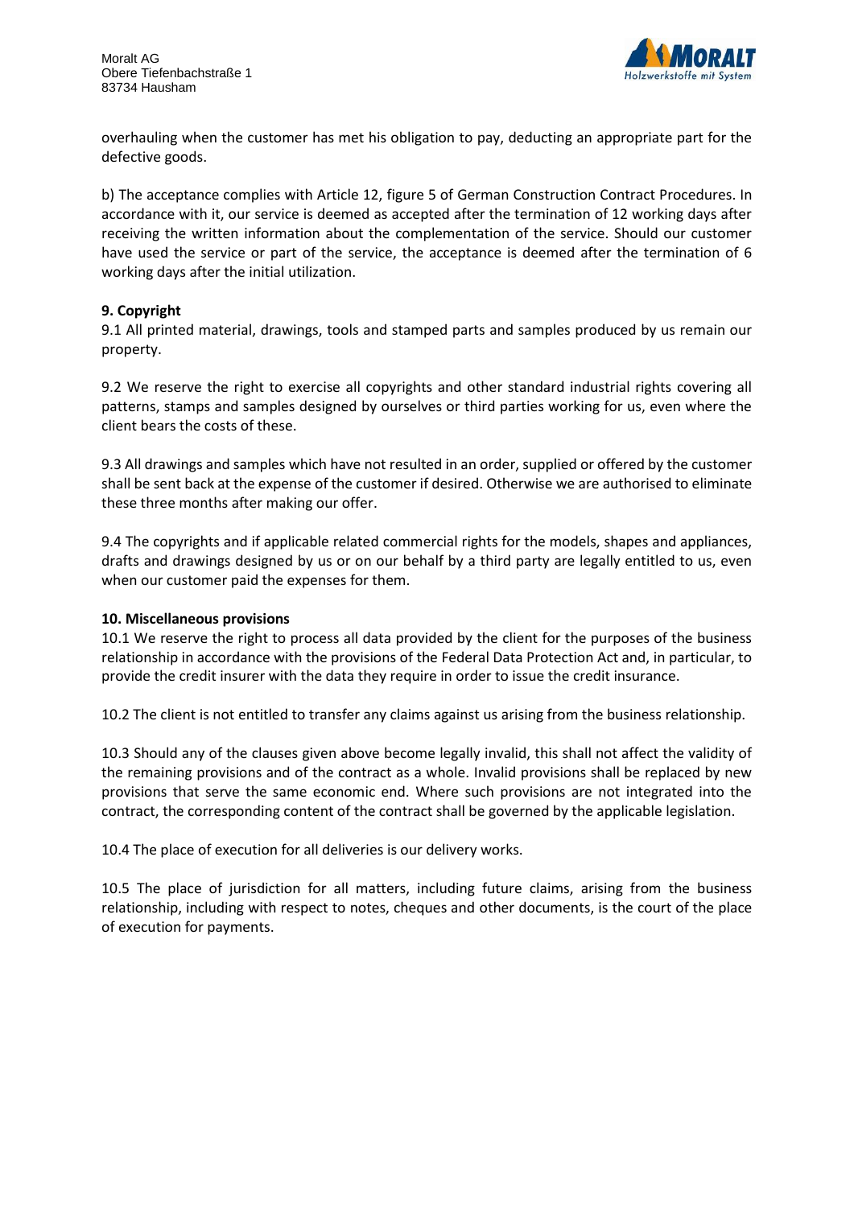overhauling when the customer has met his obligation to pay, deducting an appropriate part for the defective goods.

b) The acceptance complies with Article 12, figure 5 of German Construction Contract Procedures. In accordance with it, our service is deemed as accepted after the termination of 12 working days after receiving the written information about the complementation of the service. Should our customer have used the service or part of the service, the acceptance is deemed after the termination of 6 working days after the initial utilization.

**9. Copyright**

9.1 All printed material, drawings, tools and stamped parts and samples produced by us remain our property.

9.2 We reserve the right to exercise all copyrights and other standard industrial rights covering all patterns, stamps and samples designed by ourselves or third parties working for us, even where the client bears the costs of these.

9.3 All drawings and samples which have not resulted in an order, supplied or offered by the customer shall be sent back at the expense of the customer if desired. Otherwise we are authorised to eliminate these three months after making our offer.

9.4 The copyrights and if applicable related commercial rights for the models, shapes and appliances, drafts and drawings designed by us or on our behalf by a third party are legally entitled to us, even when our customer paid the expenses for them.

**10. Miscellaneous provisions**

10.1 We reserve the right to process all data provided by the client for the purposes of the business relationship in accordance with the provisions of the Federal Data Protection Act and, in particular, to provide the credit insurer with the data they require in order to issue the credit insurance.

10.2 The client is not entitled to transfer any claims against us arising from the business relationship.

10.3 Should any of the clauses given above become legally invalid, this shall not affect the validity of the remaining provisions and of the contract as a whole. Invalid provisions shall be replaced by new provisions that serve the same economic end. Where such provisions are not integrated into the contract, the corresponding content of the contract shall be governed by the applicable legislation.

10.4 The place of execution for all deliveries is our delivery works.

10.5 The place of jurisdiction for all matters, including future claims, arising from the business relationship, including with respect to notes, cheques and other documents, is the court of the place of execution for payments.